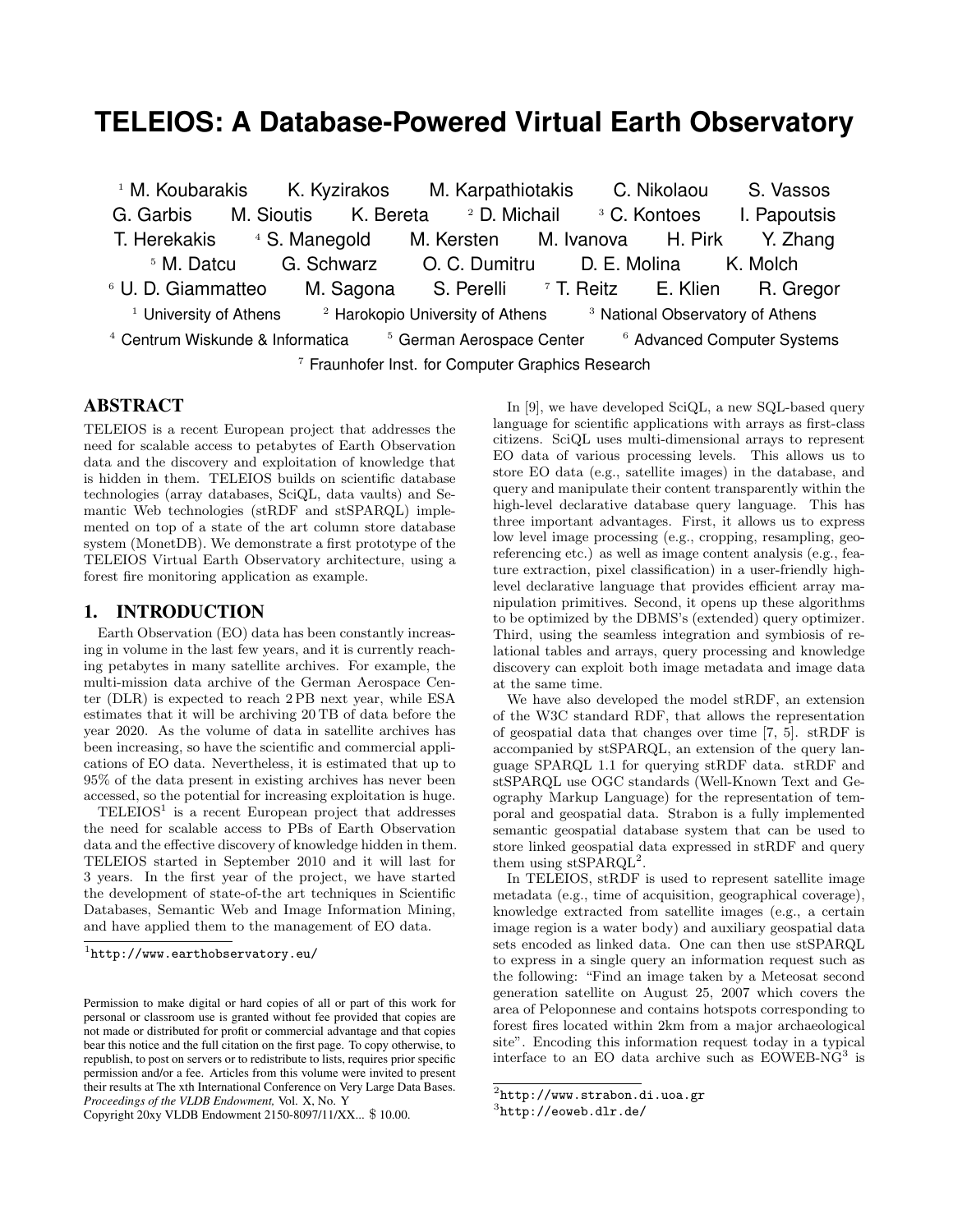# TELEIOS: A Database-Powered Virtual Earth Observatory

[1] M. Koubarakis K. Kyzirakos M. Karpathiotakis C. Nikolaou S. Vassos G. Garbis M. Sioutis K. Bereta [2] D. Michail [3] C. Kontoes I. Papoutsis T. Herekakis [4] S. Manegold M. Kersten M. Ivanova H. Pirk Y. Zhang [5] M. Datcu G. Schwarz O. C. Dumitru D. E. Molina K. Molch [6] U. D. Giammatteo M. Sagona S. Perelli [7] T. Reitz E. Klien R. Gregor

[1] University of Athens [2] Harokopio University of Athens [3] National Observatory of Athens

[4] Centrum Wiskunde & Informatica [5] German Aerospace Center [6] Advanced Computer Systems

[7] Fraunhofer Inst. for Computer Graphics Research

## ABSTRACT

TELEIOS is a recent European project that addresses the need for scalable access to petabytes of Earth Observation data and the discovery and exploitation of knowledge that is hidden in them. TELEIOS builds on scientific database technologies (array databases, SciQL, data vaults) and Semantic Web technologies (stRDF and stSPARQL) implemented on top of a state of the art column store database system (MonetDB). We demonstrate a first prototype of the TELEIOS Virtual Earth Observatory architecture, using a forest fire monitoring application as example.

## 1. INTRODUCTION

Earth Observation (EO) data has been constantly increasing in volume in the last few years, and it is currently reaching petabytes in many satellite archives. For example, the multi-mission data archive of the German Aerospace Center (DLR) is expected to reach 2 PB next year, while ESA estimates that it will be archiving 20 TB of data before the year 2020. As the volume of data in satellite archives has been increasing, so have the scientific and commercial applications of EO data. Nevertheless, it is estimated that up to 95% of the data present in existing archives has never been accessed, so the potential for increasing exploitation is huge.

TELEIOS[1] is a recent European project that addresses the need for scalable access to PBs of Earth Observation data and the effective discovery of knowledge hidden in them. TELEIOS started in September 2010 and it will last for 3 years. In the first year of the project, we have started the development of state-of-the-art techniques in Scientific Databases, Semantic Web and Image Information Mining, and have applied them to the management of EO data.

[1] http://www.earthobservatory.eu/

Permission to make digital or hard copies of all or part of this work for personal or classroom use is granted without fee provided that copies are not made or distributed for profit or commercial advantage and that copies bear this notice and the full citation on the first page. To copy otherwise, to republish, to post on servers or to redistribute to lists, requires prior specific permission and/or a fee. Articles from this volume were invited to present their results at The xth International Conference on Very Large Data Bases. *Proceedings of the VLDB Endowment,* Vol. X, No. Y
Copyright 20xy VLDB Endowment 2150-8097/11/XX... $ 10.00.

In [9], we have developed SciQL, a new SQL-based query language for scientific applications with arrays as first-class citizens. SciQL uses multi-dimensional arrays to represent EO data of various processing levels. This allows us to store EO data (e.g., satellite images) in the database, and query and manipulate their content transparently within the high-level declarative database query language. This has three important advantages. First, it allows us to express low level image processing (e.g., cropping, resampling, georeferencing etc.) as well as image content analysis (e.g., feature extraction, pixel classification) in a user-friendly high-level declarative language that provides efficient array manipulation primitives. Second, it opens up these algorithms to be optimized by the DBMS's (extended) query optimizer. Third, using the seamless integration and symbiosis of relational tables and arrays, query processing and knowledge discovery can exploit both image metadata and image data at the same time.

We have also developed the model stRDF, an extension of the W3C standard RDF, that allows the representation of geospatial data that changes over time [7, 5]. stRDF is accompanied by stSPARQL, an extension of the query language SPARQL 1.1 for querying stRDF data. stRDF and stSPARQL use OGC standards (Well-Known Text and Geography Markup Language) for the representation of temporal and geospatial data. Strabon is a fully implemented semantic geospatial database system that can be used to store linked geospatial data expressed in stRDF and query them using stSPARQL[2].

In TELEIOS, stRDF is used to represent satellite image metadata (e.g., time of acquisition, geographical coverage), knowledge extracted from satellite images (e.g., a certain image region is a water body) and auxiliary geospatial data sets encoded as linked data. One can then use stSPARQL to express in a single query an information request such as the following: "Find an image taken by a Meteosat second generation satellite on August 25, 2007 which covers the area of Peloponnese and contains hotspots corresponding to forest fires located within 2km from a major archaeological site". Encoding this information request today in a typical interface to an EO data archive such as EOWEB-NG[3] is

[2] http://www.strabon.di.uoa.gr

[3] http://eoweb.dlr.de/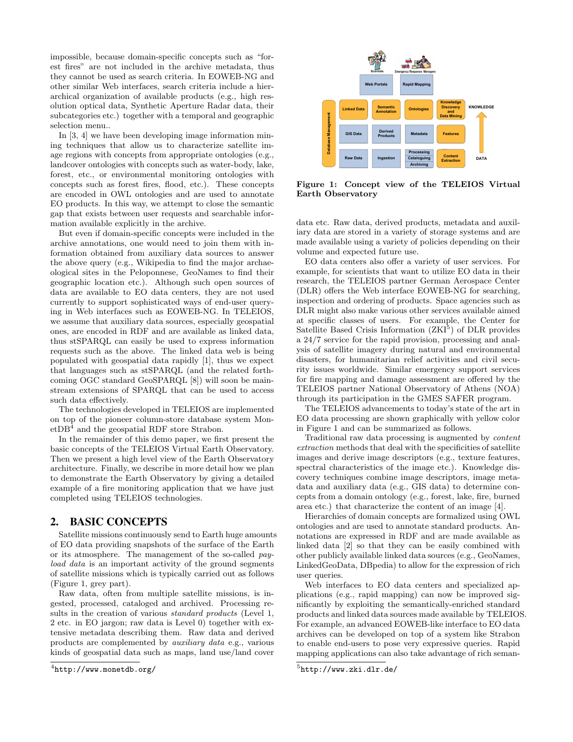impossible, because domain-specific concepts such as "forest fires" are not included in the archive metadata, thus they cannot be used as search criteria. In EOWEB-NG and other similar Web interfaces, search criteria include a hierarchical organization of available products (e.g., high resolution optical data, Synthetic Aperture Radar data, their subcategories etc.) together with a temporal and geographic selection menu..

In [3, 4] we have been developing image information mining techniques that allow us to characterize satellite image regions with concepts from appropriate ontologies (e.g., landcover ontologies with concepts such as water-body, lake, forest, etc., or environmental monitoring ontologies with concepts such as forest fires, flood, etc.). These concepts are encoded in OWL ontologies and are used to annotate EO products. In this way, we attempt to close the semantic gap that exists between user requests and searchable information available explicitly in the archive.

But even if domain-specific concepts were included in the archive annotations, one would need to join them with information obtained from auxiliary data sources to answer the above query (e.g., Wikipedia to find the major archaeological sites in the Peloponnese, GeoNames to find their geographic location etc.). Although such open sources of data are available to EO data centers, they are not used currently to support sophisticated ways of end-user querying in Web interfaces such as EOWEB-NG. In TELEIOS, we assume that auxiliary data sources, especially geospatial ones, are encoded in RDF and are available as linked data, thus stSPARQL can easily be used to express information requests such as the above. The linked data web is being populated with geospatial data rapidly [1], thus we expect that languages such as stSPARQL (and the related forthcoming OGC standard GeoSPARQL [8]) will soon be mainstream extensions of SPARQL that can be used to access such data effectively.

The technologies developed in TELEIOS are implemented on top of the pioneer column-store database system MonetDB[4] and the geospatial RDF store Strabon.

In the remainder of this demo paper, we first present the basic concepts of the TELEIOS Virtual Earth Observatory. Then we present a high level view of the Earth Observatory architecture. Finally, we describe in more detail how we plan to demonstrate the Earth Observatory by giving a detailed example of a fire monitoring application that we have just completed using TELEIOS technologies.

## 2. BASIC CONCEPTS

Satellite missions continuously send to Earth huge amounts of EO data providing snapshots of the surface of the Earth or its atmosphere. The management of the so-called *payload data* is an important activity of the ground segments of satellite missions which is typically carried out as follows (Figure 1, grey part).

Raw data, often from multiple satellite missions, is ingested, processed, cataloged and archived. Processing results in the creation of various *standard products* (Level 1, 2 etc. in EO jargon; raw data is Level 0) together with extensive metadata describing them. Raw data and derived products are complemented by *auxiliary data* e.g., various kinds of geospatial data such as maps, land use/land cover data etc. Raw data, derived products, metadata and auxiliary data are stored in a variety of storage systems and are made available using a variety of policies depending on their volume and expected future use.

**Figure 1: Concept view of the TELEIOS Virtual Earth Observatory**

EO data centers also offer a variety of user services. For example, for scientists that want to utilize EO data in their research, the TELEIOS partner German Aerospace Center (DLR) offers the Web interface EOWEB-NG for searching, inspection and ordering of products. Space agencies such as DLR might also make various other services available aimed at specific classes of users. For example, the Center for Satellite Based Crisis Information (ZKI[5]) of DLR provides a 24/7 service for the rapid provision, processing and analysis of satellite imagery during natural and environmental disasters, for humanitarian relief activities and civil security issues worldwide. Similar emergency support services for fire mapping and damage assessment are offered by the TELEIOS partner National Observatory of Athens (NOA) through its participation in the GMES SAFER program.

The TELEIOS advancements to today's state of the art in EO data processing are shown graphically with yellow color in Figure 1 and can be summarized as follows.

Traditional raw data processing is augmented by *content extraction* methods that deal with the specificities of satellite images and derive image descriptors (e.g., texture features, spectral characteristics of the image etc.). Knowledge discovery techniques combine image descriptors, image metadata and auxiliary data (e.g., GIS data) to determine concepts from a domain ontology (e.g., forest, lake, fire, burned area etc.) that characterize the content of an image [4].

Hierarchies of domain concepts are formalized using OWL ontologies and are used to annotate standard products. Annotations are expressed in RDF and are made available as linked data [2] so that they can be easily combined with other publicly available linked data sources (e.g., GeoNames, LinkedGeoData, DBpedia) to allow for the expression of rich user queries.

Web interfaces to EO data centers and specialized applications (e.g., rapid mapping) can now be improved significantly by exploiting the semantically-enriched standard products and linked data sources made available by TELEIOS. For example, an advanced EOWEB-like interface to EO data archives can be developed on top of a system like Strabon to enable end-users to pose very expressive queries. Rapid mapping applications can also take advantage of rich seman-

[4]http://www.monetdb.org/

[5]http://www.zki.dlr.de/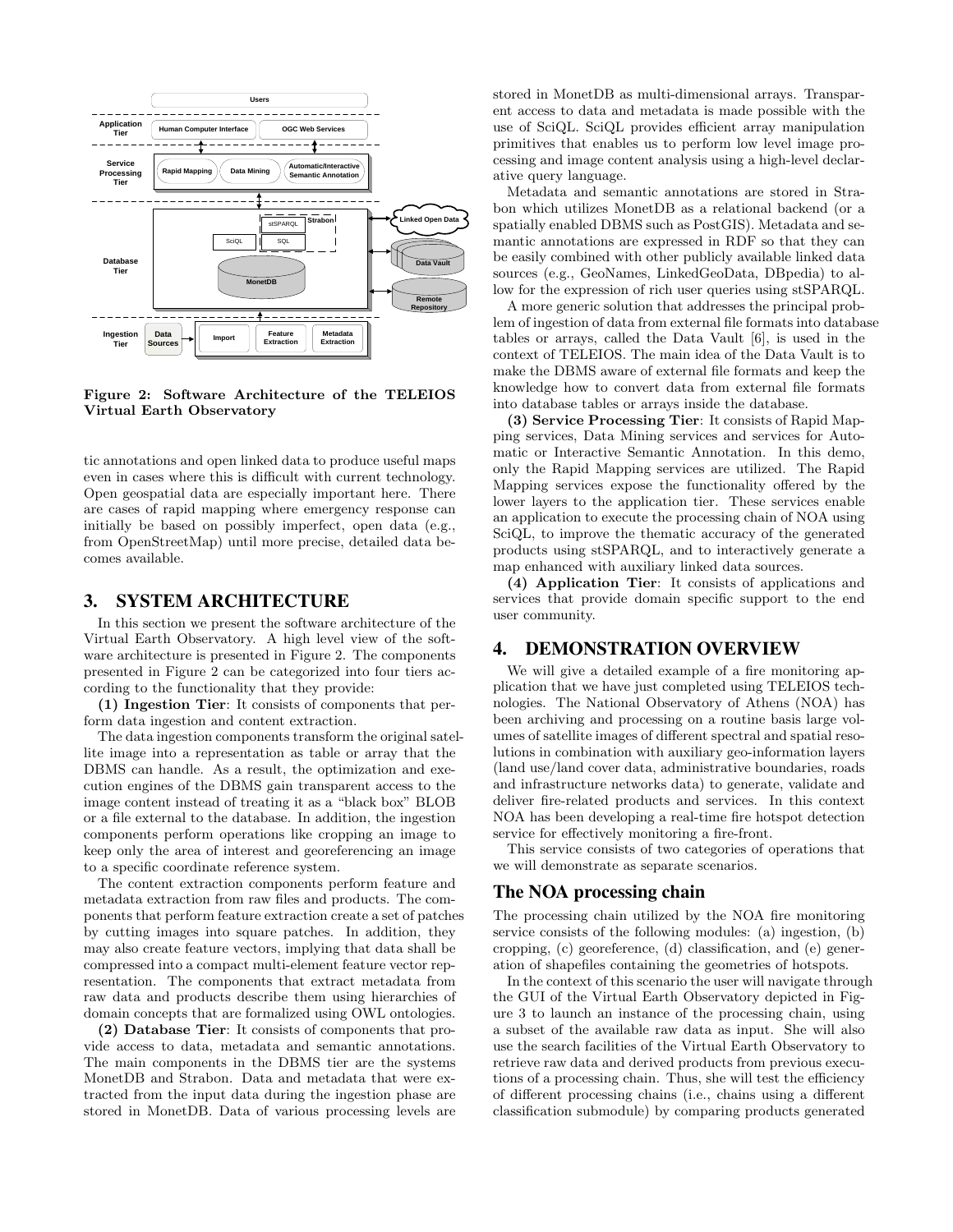Users

Application Tier

Human Computer Interface

OGC Web Services

Service Processing Tier

Rapid Mapping

Data Mining

Automatic/Interactive Semantic Annotation

Database Tier

stSPARQL

Strabon

SciQL

SQL

MonetDB

Linked Open Data

Data Vault

Remote Repository

Ingestion Tier

Data Sources

Import

Feature Extraction

Metadata Extraction

**Figure 2: Software Architecture of the TELEIOS Virtual Earth Observatory**

tic annotations and open linked data to produce useful maps even in cases where this is difficult with current technology. Open geospatial data are especially important here. There are cases of rapid mapping where emergency response can initially be based on possibly imperfect, open data (e.g., from OpenStreetMap) until more precise, detailed data becomes available.

# 3. SYSTEM ARCHITECTURE

In this section we present the software architecture of the Virtual Earth Observatory. A high level view of the software architecture is presented in Figure 2. The components presented in Figure 2 can be categorized into four tiers according to the functionality that they provide:

**(1) Ingestion Tier**: It consists of components that perform data ingestion and content extraction.

The data ingestion components transform the original satellite image into a representation as table or array that the DBMS can handle. As a result, the optimization and execution engines of the DBMS gain transparent access to the image content instead of treating it as a "black box" BLOB or a file external to the database. In addition, the ingestion components perform operations like cropping an image to keep only the area of interest and georeferencing an image to a specific coordinate reference system.

The content extraction components perform feature and metadata extraction from raw files and products. The components that perform feature extraction create a set of patches by cutting images into square patches. In addition, they may also create feature vectors, implying that data shall be compressed into a compact multi-element feature vector representation. The components that extract metadata from raw data and products describe them using hierarchies of domain concepts that are formalized using OWL ontologies.

**(2) Database Tier**: It consists of components that provide access to data, metadata and semantic annotations. The main components in the DBMS tier are the systems MonetDB and Strabon. Data and metadata that were extracted from the input data during the ingestion phase are stored in MonetDB. Data of various processing levels are stored in MonetDB as multi-dimensional arrays. Transparent access to data and metadata is made possible with the use of SciQL. SciQL provides efficient array manipulation primitives that enables us to perform low level image processing and image content analysis using a high-level declarative query language.

Metadata and semantic annotations are stored in Strabon which utilizes MonetDB as a relational backend (or a spatially enabled DBMS such as PostGIS). Metadata and semantic annotations are expressed in RDF so that they can be easily combined with other publicly available linked data sources (e.g., GeoNames, LinkedGeoData, DBpedia) to allow for the expression of rich user queries using stSPARQL.

A more generic solution that addresses the principal problem of ingestion of data from external file formats into database tables or arrays, called the Data Vault [6], is used in the context of TELEIOS. The main idea of the Data Vault is to make the DBMS aware of external file formats and keep the knowledge how to convert data from external file formats into database tables or arrays inside the database.

**(3) Service Processing Tier**: It consists of Rapid Mapping services, Data Mining services and services for Automatic or Interactive Semantic Annotation. In this demo, only the Rapid Mapping services are utilized. The Rapid Mapping services expose the functionality offered by the lower layers to the application tier. These services enable an application to execute the processing chain of NOA using SciQL, to improve the thematic accuracy of the generated products using stSPARQL, and to interactively generate a map enhanced with auxiliary linked data sources.

**(4) Application Tier**: It consists of applications and services that provide domain specific support to the end user community.

# 4. DEMONSTRATION OVERVIEW

We will give a detailed example of a fire monitoring application that we have just completed using TELEIOS technologies. The National Observatory of Athens (NOA) has been archiving and processing on a routine basis large volumes of satellite images of different spectral and spatial resolutions in combination with auxiliary geo-information layers (land use/land cover data, administrative boundaries, roads and infrastructure networks data) to generate, validate and deliver fire-related products and services. In this context NOA has been developing a real-time fire hotspot detection service for effectively monitoring a fire-front.

This service consists of two categories of operations that we will demonstrate as separate scenarios.

## The NOA processing chain

The processing chain utilized by the NOA fire monitoring service consists of the following modules: (a) ingestion, (b) cropping, (c) georeference, (d) classification, and (e) generation of shapefiles containing the geometries of hotspots.

In the context of this scenario the user will navigate through the GUI of the Virtual Earth Observatory depicted in Figure 3 to launch an instance of the processing chain, using a subset of the available raw data as input. She will also use the search facilities of the Virtual Earth Observatory to retrieve raw data and derived products from previous executions of a processing chain. Thus, she will test the efficiency of different processing chains (i.e., chains using a different classification submodule) by comparing products generated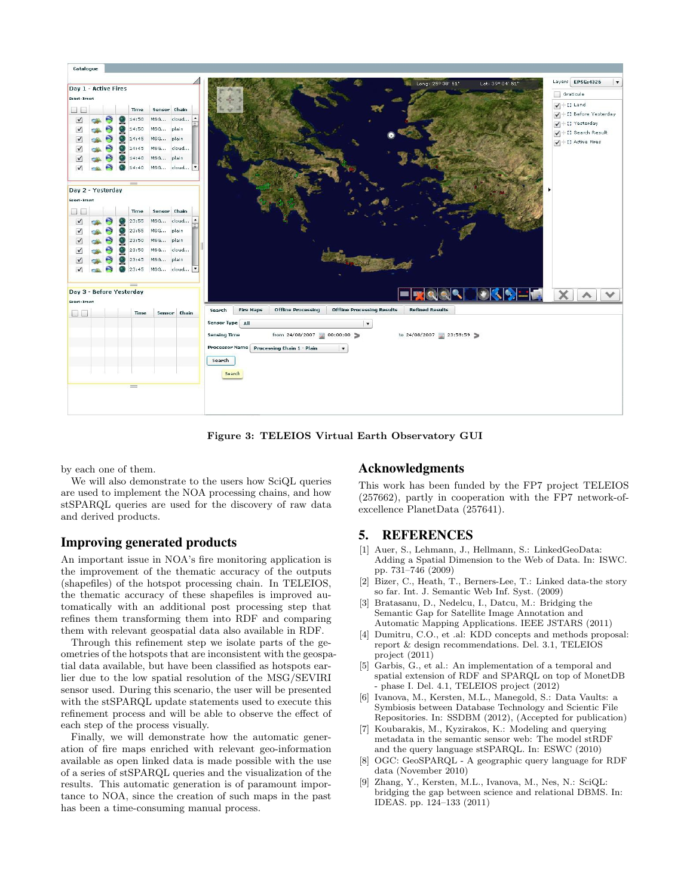Figure 3: TELEIOS Virtual Earth Observatory GUI

by each one of them.

We will also demonstrate to the users how SciQL queries are used to implement the NOA processing chains, and how stSPARQL queries are used for the discovery of raw data and derived products.

## Improving generated products

An important issue in NOA's fire monitoring application is the improvement of the thematic accuracy of the outputs (shapefiles) of the hotspot processing chain. In TELEIOS, the thematic accuracy of these shapefiles is improved automatically with an additional post processing step that refines them transforming them into RDF and comparing them with relevant geospatial data also available in RDF.

Through this refinement step we isolate parts of the geometries of the hotspots that are inconsistent with the geospatial data available, but have been classified as hotspots earlier due to the low spatial resolution of the MSG/SEVIRI sensor used. During this scenario, the user will be presented with the stSPARQL update statements used to execute this refinement process and will be able to observe the effect of each step of the process visually.

Finally, we will demonstrate how the automatic generation of fire maps enriched with relevant geo-information available as open linked data is made possible with the use of a series of stSPARQL queries and the visualization of the results. This automatic generation is of paramount importance to NOA, since the creation of such maps in the past has been a time-consuming manual process.

## Acknowledgments

This work has been funded by the FP7 project TELEIOS (257662), partly in cooperation with the FP7 network-of-excellence PlanetData (257641).

# 5. REFERENCES

[1] Auer, S., Lehmann, J., Hellmann, S.: LinkedGeoData: Adding a Spatial Dimension to the Web of Data. In: ISWC. pp. 731–746 (2009)

[2] Bizer, C., Heath, T., Berners-Lee, T.: Linked data-the story so far. Int. J. Semantic Web Inf. Syst. (2009)

[3] Bratasanu, D., Nedelcu, I., Datcu, M.: Bridging the Semantic Gap for Satellite Image Annotation and Automatic Mapping Applications. IEEE JSTARS (2011)

[4] Dumitru, C.O., et .al: KDD concepts and methods proposal: report & design recommendations. Del. 3.1, TELEIOS project (2011)

[5] Garbis, G., et al.: An implementation of a temporal and spatial extension of RDF and SPARQL on top of MonetDB - phase I. Del. 4.1, TELEIOS project (2012)

[6] Ivanova, M., Kersten, M.L., Manegold, S.: Data Vaults: a Symbiosis between Database Technology and Scientific File Repositories. In: SSDBM (2012), (Accepted for publication)

[7] Koubarakis, M., Kyzirakos, K.: Modeling and querying metadata in the semantic sensor web: The model stRDF and the query language stSPARQL. In: ESWC (2010)

[8] OGC: GeoSPARQL - A geographic query language for RDF data (November 2010)

[9] Zhang, Y., Kersten, M.L., Ivanova, M., Nes, N.: SciQL: bridging the gap between science and relational DBMS. In: IDEAS. pp. 124–133 (2011)